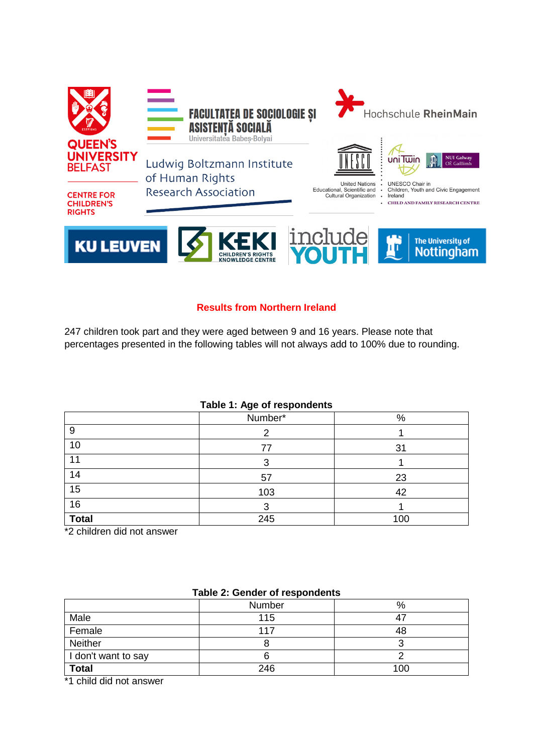## Results from Northern Ireland

247 children took part and they were aged between 9 and 16 years. Please note that percentages presented in the following tables will not always add to 100% due to rounding.

**Table 1: Age of respondents**

| | Number* | % |
|---|---|---|
| 9 | 2 | 1 |
| 10 | 77 | 31 |
| 11 | 3 | 1 |
| 14 | 57 | 23 |
| 15 | 103 | 42 |
| 16 | 3 | 1 |
| **Total** | 245 | 100 |

*2 children did not answer

**Table 2: Gender of respondents**

| | Number | % |
|---|---|---|
| Male | 115 | 47 |
| Female | 117 | 48 |
| Neither | 8 | 3 |
| I don't want to say | 6 | 2 |
| **Total** | 246 | 100 |

*1 child did not answer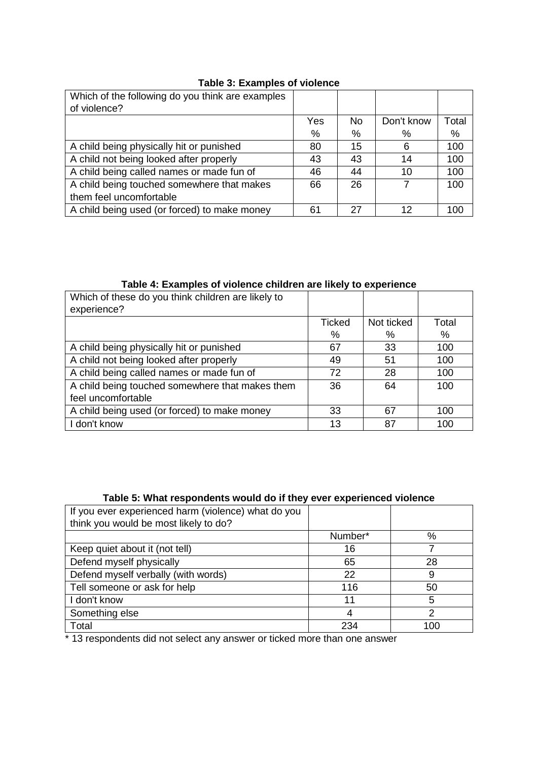**Table 3: Examples of violence**

| Which of the following do you think are examples of violence? | | | | |
|---|---|---|---|---|
| | Yes<br>% | No<br>% | Don't know<br>% | Total<br>% |
| A child being physically hit or punished | 80 | 15 | 6 | 100 |
| A child not being looked after properly | 43 | 43 | 14 | 100 |
| A child being called names or made fun of | 46 | 44 | 10 | 100 |
| A child being touched somewhere that makes them feel uncomfortable | 66 | 26 | 7 | 100 |
| A child being used (or forced) to make money | 61 | 27 | 12 | 100 |

**Table 4: Examples of violence children are likely to experience**

| Which of these do you think children are likely to experience? | | | |
|---|---|---|---|
| | Ticked<br>% | Not ticked<br>% | Total<br>% |
| A child being physically hit or punished | 67 | 33 | 100 |
| A child not being looked after properly | 49 | 51 | 100 |
| A child being called names or made fun of | 72 | 28 | 100 |
| A child being touched somewhere that makes them feel uncomfortable | 36 | 64 | 100 |
| A child being used (or forced) to make money | 33 | 67 | 100 |
| I don't know | 13 | 87 | 100 |

**Table 5: What respondents would do if they ever experienced violence**

| If you ever experienced harm (violence) what do you think you would be most likely to do? | | |
|---|---|---|
| | Number* | % |
| Keep quiet about it (not tell) | 16 | 7 |
| Defend myself physically | 65 | 28 |
| Defend myself verbally (with words) | 22 | 9 |
| Tell someone or ask for help | 116 | 50 |
| I don't know | 11 | 5 |
| Something else | 4 | 2 |
| Total | 234 | 100 |

* 13 respondents did not select any answer or ticked more than one answer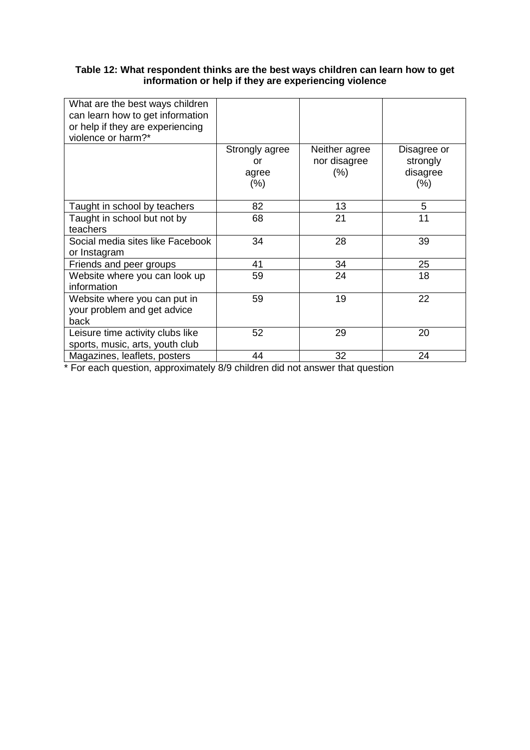**Table 12: What respondent thinks are the best ways children can learn how to get information or help if they are experiencing violence**

| What are the best ways children can learn how to get information or help if they are experiencing violence or harm?* | Strongly agree or agree (%) | Neither agree nor disagree (%) | Disagree or strongly disagree (%) |
|---|---|---|---|
| Taught in school by teachers | 82 | 13 | 5 |
| Taught in school but not by teachers | 68 | 21 | 11 |
| Social media sites like Facebook or Instagram | 34 | 28 | 39 |
| Friends and peer groups | 41 | 34 | 25 |
| Website where you can look up information | 59 | 24 | 18 |
| Website where you can put in your problem and get advice back | 59 | 19 | 22 |
| Leisure time activity clubs like sports, music, arts, youth club | 52 | 29 | 20 |
| Magazines, leaflets, posters | 44 | 32 | 24 |

* For each question, approximately 8/9 children did not answer that question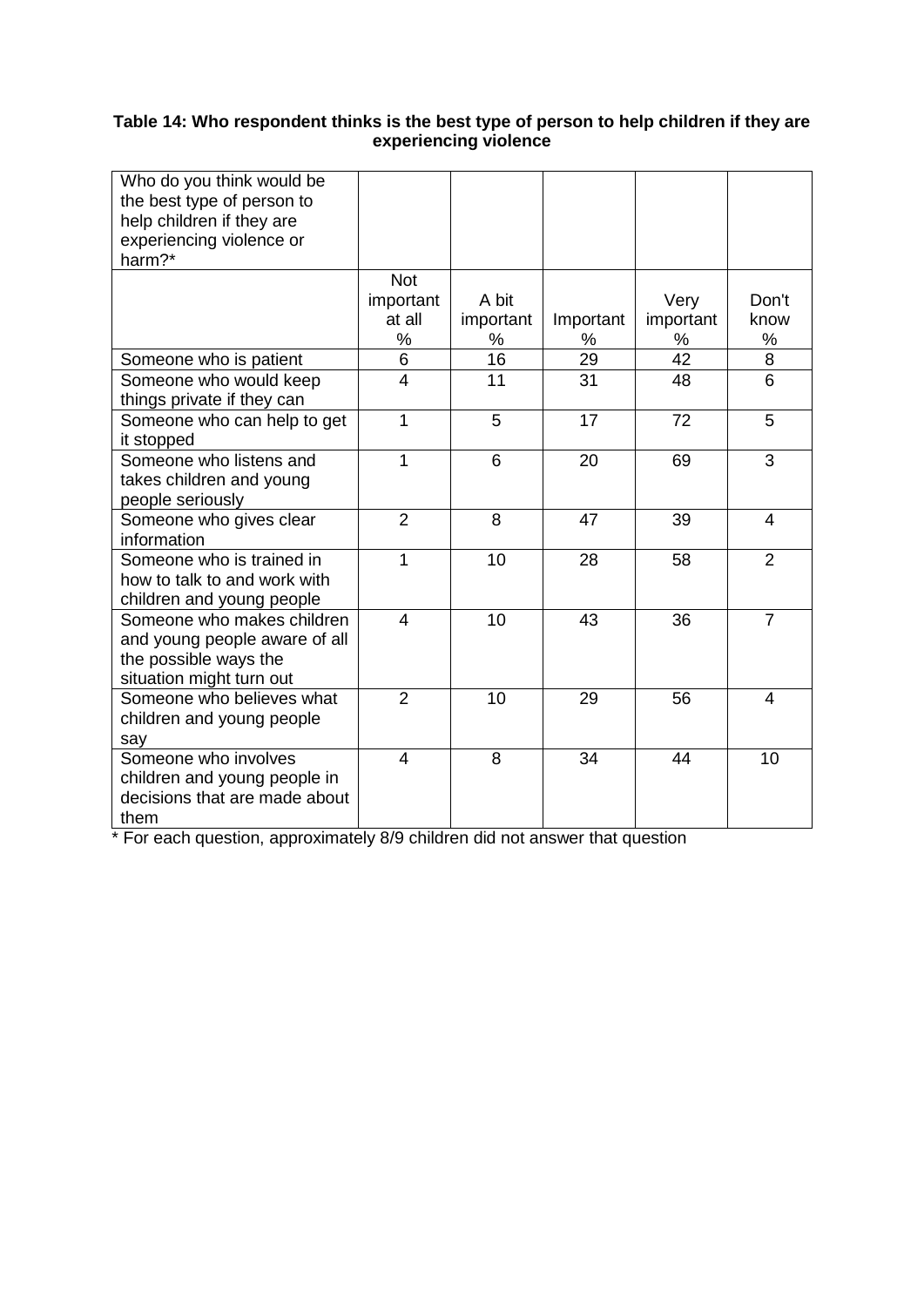**Table 14: Who respondent thinks is the best type of person to help children if they are experiencing violence**

| Who do you think would be the best type of person to help children if they are experiencing violence or harm?* | Not important at all % | A bit important % | Important % | Very important % | Don't know % |
|---|---|---|---|---|---|
| Someone who is patient | 6 | 16 | 29 | 42 | 8 |
| Someone who would keep things private if they can | 4 | 11 | 31 | 48 | 6 |
| Someone who can help to get it stopped | 1 | 5 | 17 | 72 | 5 |
| Someone who listens and takes children and young people seriously | 1 | 6 | 20 | 69 | 3 |
| Someone who gives clear information | 2 | 8 | 47 | 39 | 4 |
| Someone who is trained in how to talk to and work with children and young people | 1 | 10 | 28 | 58 | 2 |
| Someone who makes children and young people aware of all the possible ways the situation might turn out | 4 | 10 | 43 | 36 | 7 |
| Someone who believes what children and young people say | 2 | 10 | 29 | 56 | 4 |
| Someone who involves children and young people in decisions that are made about them | 4 | 8 | 34 | 44 | 10 |

* For each question, approximately 8/9 children did not answer that question